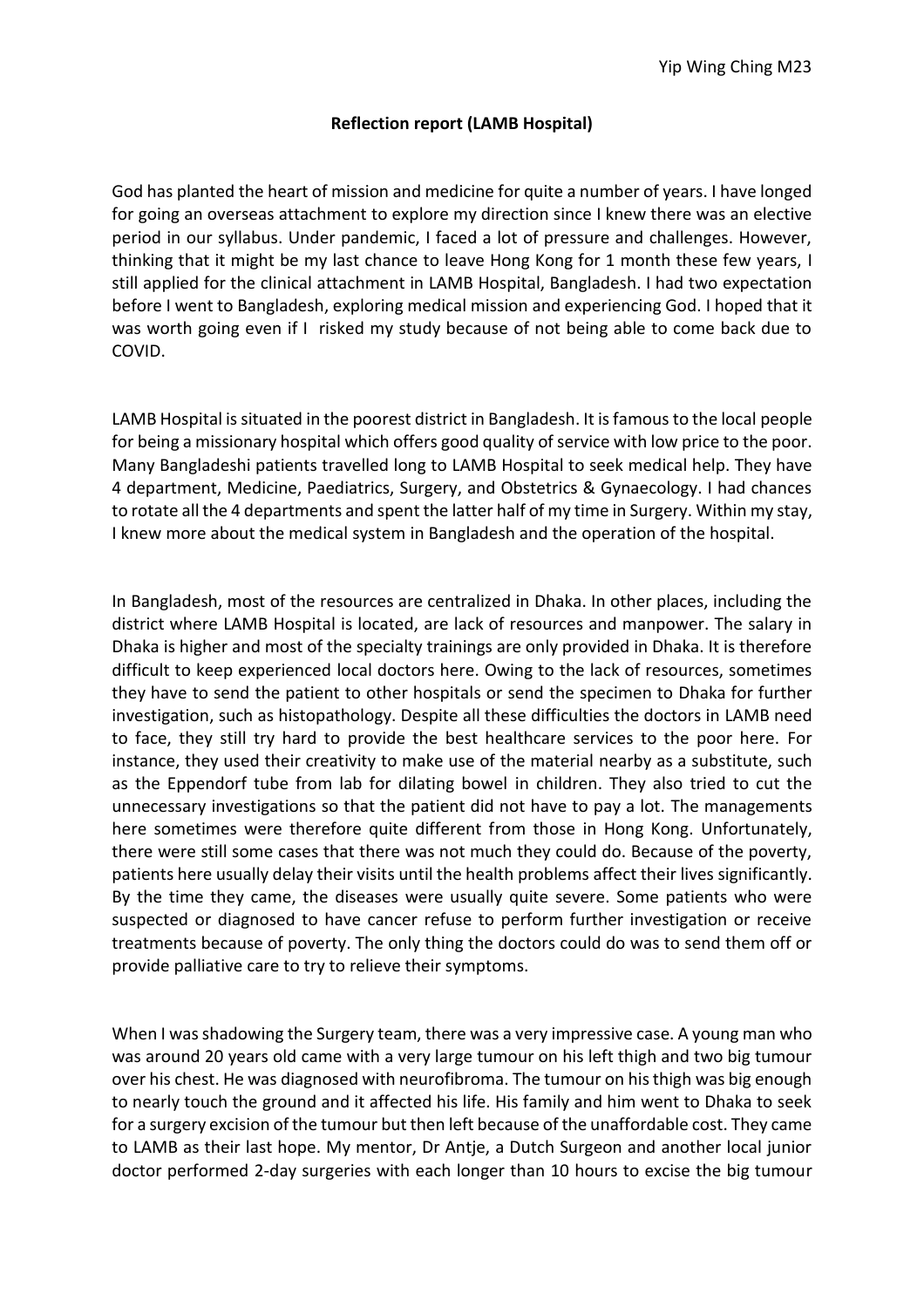Yip Wing Ching M23

**Reflection report (LAMB Hospital)**

God has planted the heart of mission and medicine for quite a number of years. I have longed for going an overseas attachment to explore my direction since I knew there was an elective period in our syllabus. Under pandemic, I faced a lot of pressure and challenges. However, thinking that it might be my last chance to leave Hong Kong for 1 month these few years, I still applied for the clinical attachment in LAMB Hospital, Bangladesh. I had two expectation before I went to Bangladesh, exploring medical mission and experiencing God. I hoped that it was worth going even if I risked my study because of not being able to come back due to COVID.

LAMB Hospital is situated in the poorest district in Bangladesh. It is famous to the local people for being a missionary hospital which offers good quality of service with low price to the poor. Many Bangladeshi patients travelled long to LAMB Hospital to seek medical help. They have 4 department, Medicine, Paediatrics, Surgery, and Obstetrics & Gynaecology. I had chances to rotate all the 4 departments and spent the latter half of my time in Surgery. Within my stay, I knew more about the medical system in Bangladesh and the operation of the hospital.

In Bangladesh, most of the resources are centralized in Dhaka. In other places, including the district where LAMB Hospital is located, are lack of resources and manpower. The salary in Dhaka is higher and most of the specialty trainings are only provided in Dhaka. It is therefore difficult to keep experienced local doctors here. Owing to the lack of resources, sometimes they have to send the patient to other hospitals or send the specimen to Dhaka for further investigation, such as histopathology. Despite all these difficulties the doctors in LAMB need to face, they still try hard to provide the best healthcare services to the poor here. For instance, they used their creativity to make use of the material nearby as a substitute, such as the Eppendorf tube from lab for dilating bowel in children. They also tried to cut the unnecessary investigations so that the patient did not have to pay a lot. The managements here sometimes were therefore quite different from those in Hong Kong. Unfortunately, there were still some cases that there was not much they could do. Because of the poverty, patients here usually delay their visits until the health problems affect their lives significantly. By the time they came, the diseases were usually quite severe. Some patients who were suspected or diagnosed to have cancer refuse to perform further investigation or receive treatments because of poverty. The only thing the doctors could do was to send them off or provide palliative care to try to relieve their symptoms.

When I was shadowing the Surgery team, there was a very impressive case. A young man who was around 20 years old came with a very large tumour on his left thigh and two big tumour over his chest. He was diagnosed with neurofibroma. The tumour on his thigh was big enough to nearly touch the ground and it affected his life. His family and him went to Dhaka to seek for a surgery excision of the tumour but then left because of the unaffordable cost. They came to LAMB as their last hope. My mentor, Dr Antje, a Dutch Surgeon and another local junior doctor performed 2-day surgeries with each longer than 10 hours to excise the big tumour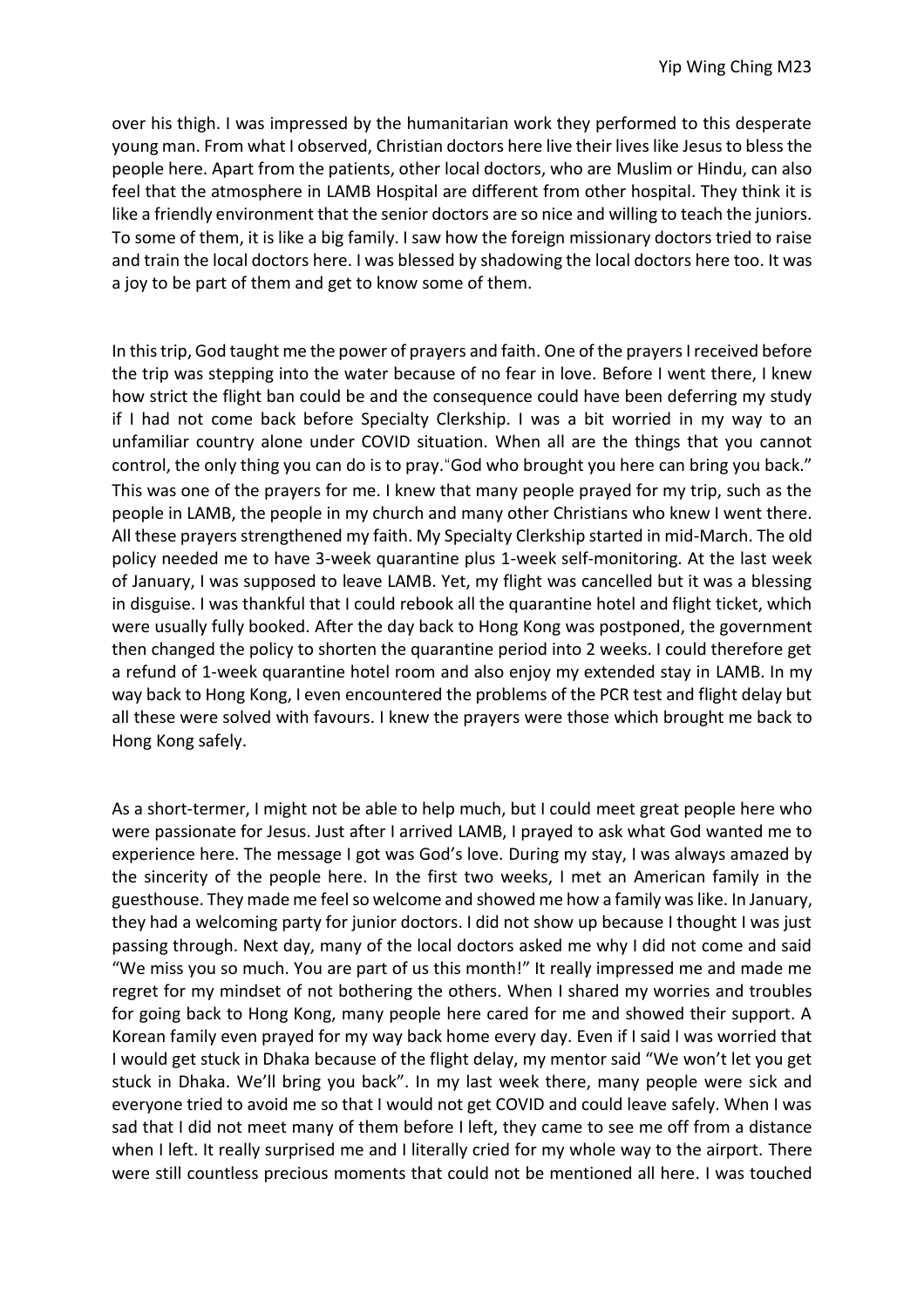over his thigh. I was impressed by the humanitarian work they performed to this desperate young man. From what I observed, Christian doctors here live their lives like Jesus to bless the people here. Apart from the patients, other local doctors, who are Muslim or Hindu, can also feel that the atmosphere in LAMB Hospital are different from other hospital. They think it is like a friendly environment that the senior doctors are so nice and willing to teach the juniors. To some of them, it is like a big family. I saw how the foreign missionary doctors tried to raise and train the local doctors here. I was blessed by shadowing the local doctors here too. It was a joy to be part of them and get to know some of them.

In this trip, God taught me the power of prayers and faith. One of the prayers I received before the trip was stepping into the water because of no fear in love. Before I went there, I knew how strict the flight ban could be and the consequence could have been deferring my study if I had not come back before Specialty Clerkship. I was a bit worried in my way to an unfamiliar country alone under COVID situation. When all are the things that you cannot control, the only thing you can do is to pray."God who brought you here can bring you back." This was one of the prayers for me. I knew that many people prayed for my trip, such as the people in LAMB, the people in my church and many other Christians who knew I went there. All these prayers strengthened my faith. My Specialty Clerkship started in mid-March. The old policy needed me to have 3-week quarantine plus 1-week self-monitoring. At the last week of January, I was supposed to leave LAMB. Yet, my flight was cancelled but it was a blessing in disguise. I was thankful that I could rebook all the quarantine hotel and flight ticket, which were usually fully booked. After the day back to Hong Kong was postponed, the government then changed the policy to shorten the quarantine period into 2 weeks. I could therefore get a refund of 1-week quarantine hotel room and also enjoy my extended stay in LAMB. In my way back to Hong Kong, I even encountered the problems of the PCR test and flight delay but all these were solved with favours. I knew the prayers were those which brought me back to Hong Kong safely.

As a short-termer, I might not be able to help much, but I could meet great people here who were passionate for Jesus. Just after I arrived LAMB, I prayed to ask what God wanted me to experience here. The message I got was God's love. During my stay, I was always amazed by the sincerity of the people here. In the first two weeks, I met an American family in the guesthouse. They made me feel so welcome and showed me how a family was like. In January, they had a welcoming party for junior doctors. I did not show up because I thought I was just passing through. Next day, many of the local doctors asked me why I did not come and said "We miss you so much. You are part of us this month!" It really impressed me and made me regret for my mindset of not bothering the others. When I shared my worries and troubles for going back to Hong Kong, many people here cared for me and showed their support. A Korean family even prayed for my way back home every day. Even if I said I was worried that I would get stuck in Dhaka because of the flight delay, my mentor said "We won't let you get stuck in Dhaka. We'll bring you back". In my last week there, many people were sick and everyone tried to avoid me so that I would not get COVID and could leave safely. When I was sad that I did not meet many of them before I left, they came to see me off from a distance when I left. It really surprised me and I literally cried for my whole way to the airport. There were still countless precious moments that could not be mentioned all here. I was touched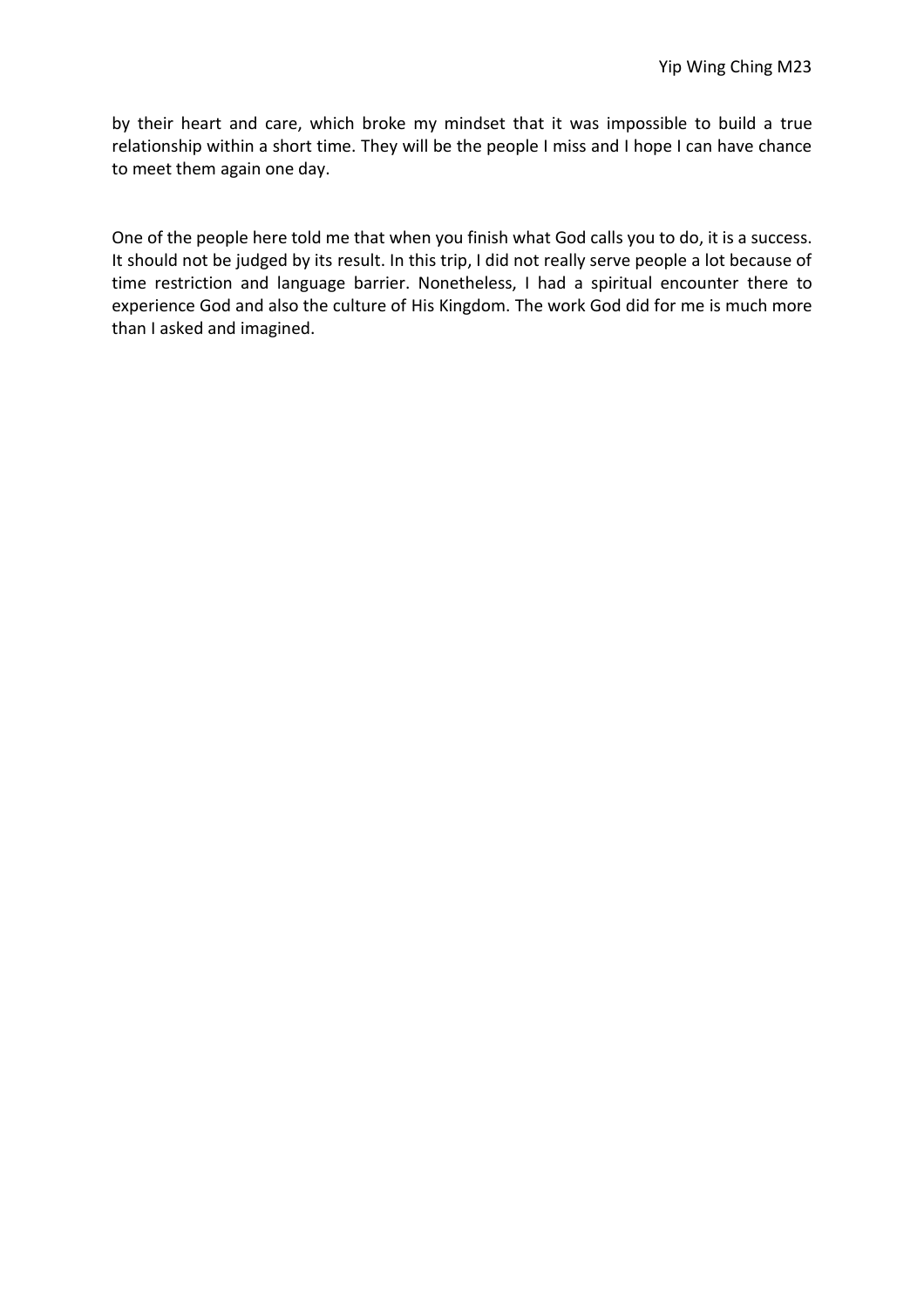by their heart and care, which broke my mindset that it was impossible to build a true relationship within a short time. They will be the people I miss and I hope I can have chance to meet them again one day.

One of the people here told me that when you finish what God calls you to do, it is a success. It should not be judged by its result. In this trip, I did not really serve people a lot because of time restriction and language barrier. Nonetheless, I had a spiritual encounter there to experience God and also the culture of His Kingdom. The work God did for me is much more than I asked and imagined.